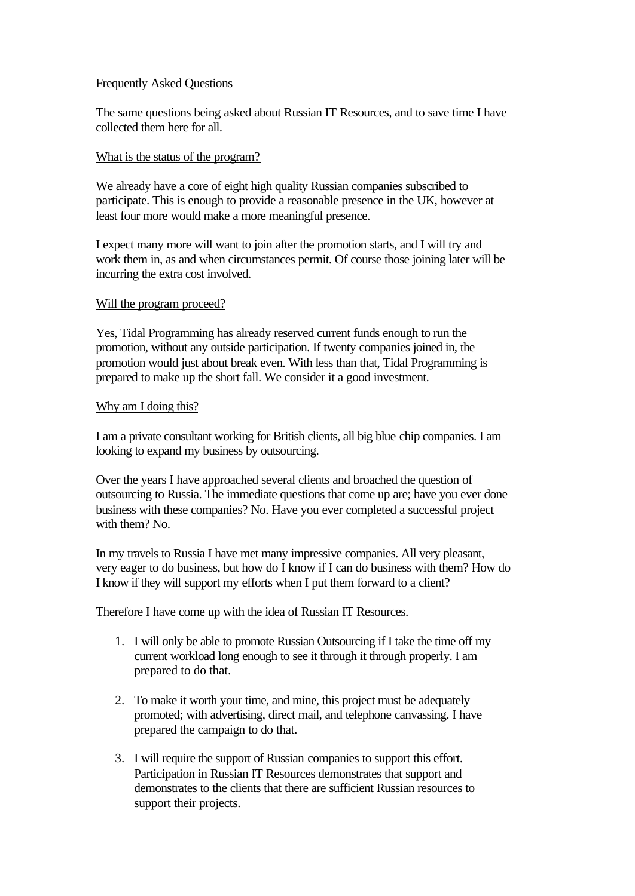Frequently Asked Questions

The same questions being asked about Russian IT Resources, and to save time I have collected them here for all.

<u>What is the status of the program?</u>

We already have a core of eight high quality Russian companies subscribed to participate. This is enough to provide a reasonable presence in the UK, however at least four more would make a more meaningful presence.

I expect many more will want to join after the promotion starts, and I will try and work them in, as and when circumstances permit. Of course those joining later will be incurring the extra cost involved.

<u>Will the program proceed?</u>

Yes, Tidal Programming has already reserved current funds enough to run the promotion, without any outside participation. If twenty companies joined in, the promotion would just about break even. With less than that, Tidal Programming is prepared to make up the short fall. We consider it a good investment.

<u>Why am I doing this?</u>

I am a private consultant working for British clients, all big blue chip companies. I am looking to expand my business by outsourcing.

Over the years I have approached several clients and broached the question of outsourcing to Russia. The immediate questions that come up are; have you ever done business with these companies? No. Have you ever completed a successful project with them? No.

In my travels to Russia I have met many impressive companies. All very pleasant, very eager to do business, but how do I know if I can do business with them? How do I know if they will support my efforts when I put them forward to a client?

Therefore I have come up with the idea of Russian IT Resources.

1. I will only be able to promote Russian Outsourcing if I take the time off my current workload long enough to see it through it through properly. I am prepared to do that.

2. To make it worth your time, and mine, this project must be adequately promoted; with advertising, direct mail, and telephone canvassing. I have prepared the campaign to do that.

3. I will require the support of Russian companies to support this effort. Participation in Russian IT Resources demonstrates that support and demonstrates to the clients that there are sufficient Russian resources to support their projects.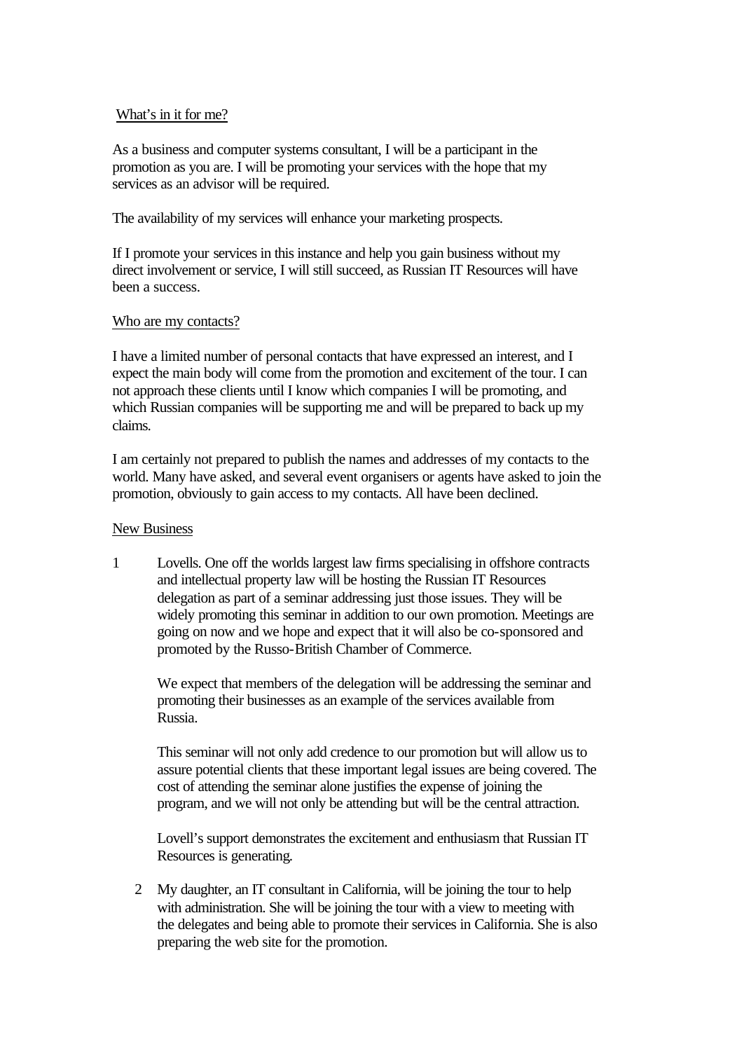What's in it for me?

As a business and computer systems consultant, I will be a participant in the promotion as you are. I will be promoting your services with the hope that my services as an advisor will be required.

The availability of my services will enhance your marketing prospects.

If I promote your services in this instance and help you gain business without my direct involvement or service, I will still succeed, as Russian IT Resources will have been a success.

Who are my contacts?

I have a limited number of personal contacts that have expressed an interest, and I expect the main body will come from the promotion and excitement of the tour. I can not approach these clients until I know which companies I will be promoting, and which Russian companies will be supporting me and will be prepared to back up my claims.

I am certainly not prepared to publish the names and addresses of my contacts to the world. Many have asked, and several event organisers or agents have asked to join the promotion, obviously to gain access to my contacts. All have been declined.

New Business

1. Lovells. One off the worlds largest law firms specialising in offshore contracts and intellectual property law will be hosting the Russian IT Resources delegation as part of a seminar addressing just those issues. They will be widely promoting this seminar in addition to our own promotion. Meetings are going on now and we hope and expect that it will also be co-sponsored and promoted by the Russo-British Chamber of Commerce.

   We expect that members of the delegation will be addressing the seminar and promoting their businesses as an example of the services available from Russia.

   This seminar will not only add credence to our promotion but will allow us to assure potential clients that these important legal issues are being covered. The cost of attending the seminar alone justifies the expense of joining the program, and we will not only be attending but will be the central attraction.

   Lovell's support demonstrates the excitement and enthusiasm that Russian IT Resources is generating.

2. My daughter, an IT consultant in California, will be joining the tour to help with administration. She will be joining the tour with a view to meeting with the delegates and being able to promote their services in California. She is also preparing the web site for the promotion.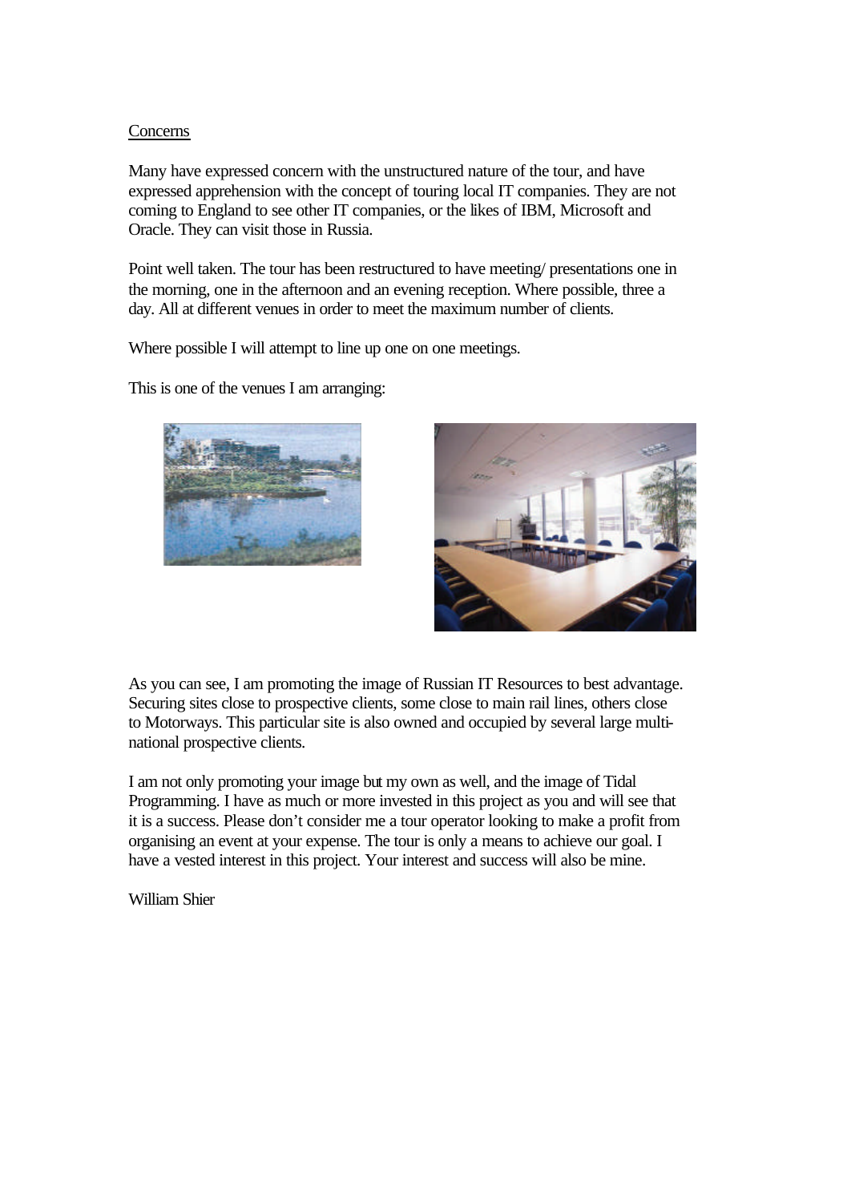Concerns

Many have expressed concern with the unstructured nature of the tour, and have expressed apprehension with the concept of touring local IT companies. They are not coming to England to see other IT companies, or the likes of IBM, Microsoft and Oracle. They can visit those in Russia.

Point well taken. The tour has been restructured to have meeting/ presentations one in the morning, one in the afternoon and an evening reception. Where possible, three a day. All at different venues in order to meet the maximum number of clients.

Where possible I will attempt to line up one on one meetings.

This is one of the venues I am arranging:

As you can see, I am promoting the image of Russian IT Resources to best advantage. Securing sites close to prospective clients, some close to main rail lines, others close to Motorways. This particular site is also owned and occupied by several large multi-national prospective clients.

I am not only promoting your image but my own as well, and the image of Tidal Programming. I have as much or more invested in this project as you and will see that it is a success. Please don't consider me a tour operator looking to make a profit from organising an event at your expense. The tour is only a means to achieve our goal. I have a vested interest in this project. Your interest and success will also be mine.

William Shier